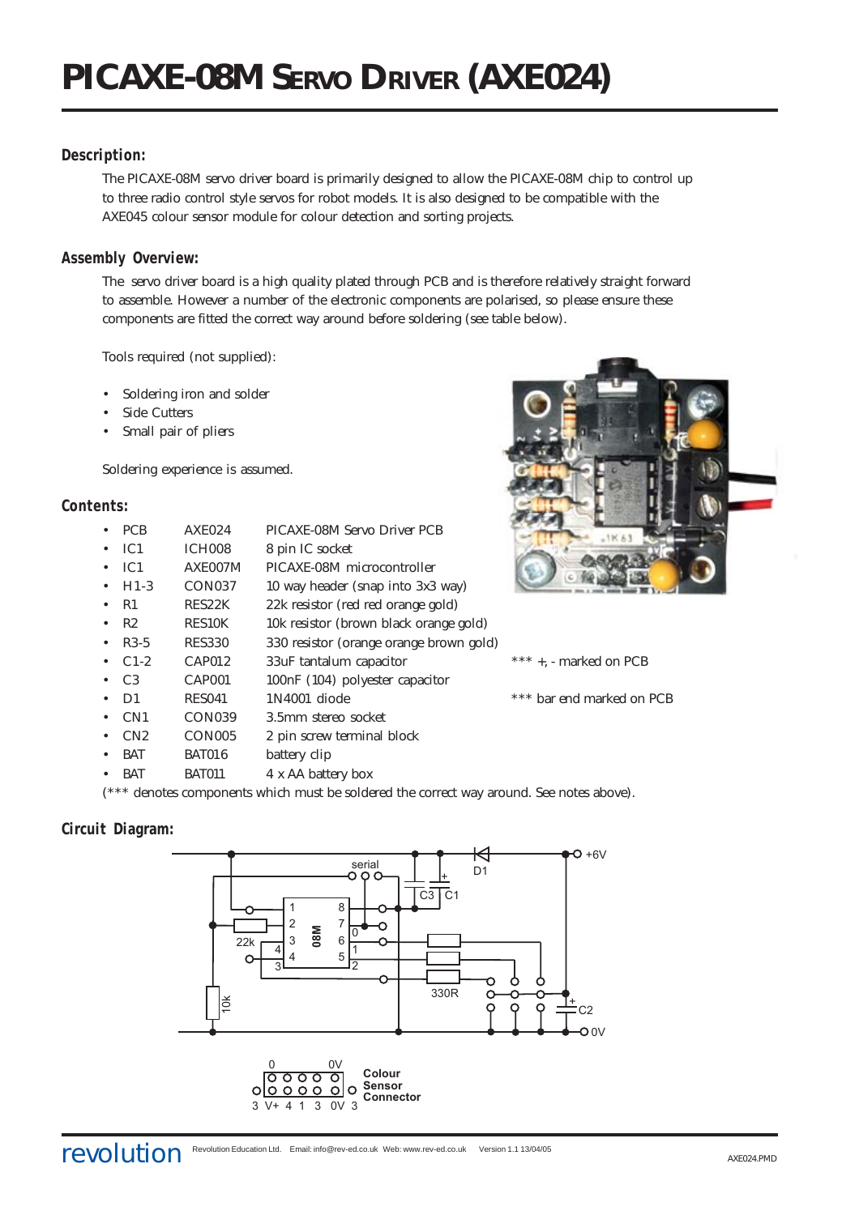# PICAXE-08M Servo Driver (AXE024)

## Description:

The PICAXE-08M servo driver board is primarily designed to allow the PICAXE-08M chip to control up to three radio control style servos for robot models. It is also designed to be compatible with the AXE045 colour sensor module for colour detection and sorting projects.

## Assembly Overview:

The servo driver board is a high quality plated through PCB and is therefore relatively straight forward to assemble. However a number of the electronic components are polarised, so please ensure these components are fitted the correct way around before soldering (see table below).

Tools required (not supplied):

- Soldering iron and solder
- Side Cutters
- Small pair of pliers

Soldering experience is assumed.

## Contents:

| | | | |
|---|---|---|---|
| • PCB | AXE024 | PICAXE-08M Servo Driver PCB | |
| • IC1 | ICH008 | 8 pin IC socket | |
| • IC1 | AXE007M | PICAXE-08M microcontroller | |
| • H1-3 | CON037 | 10 way header (snap into 3x3 way) | |
| • R1 | RES22K | 22k resistor (red red orange gold) | |
| • R2 | RES10K | 10k resistor (brown black orange gold) | |
| • R3-5 | RES330 | 330 resistor (orange orange brown gold) | |
| • C1-2 | CAP012 | 33uF tantalum capacitor | *** +, - marked on PCB |
| • C3 | CAP001 | 100nF (104) polyester capacitor | |
| • D1 | RES041 | 1N4001 diode | *** bar end marked on PCB |
| • CN1 | CON039 | 3.5mm stereo socket | |
| • CN2 | CON005 | 2 pin screw terminal block | |
| • BAT | BAT016 | battery clip | |
| • BAT | BAT011 | 4 x AA battery box | |

(*** denotes components which must be soldered the correct way around. See notes above).

## Circuit Diagram: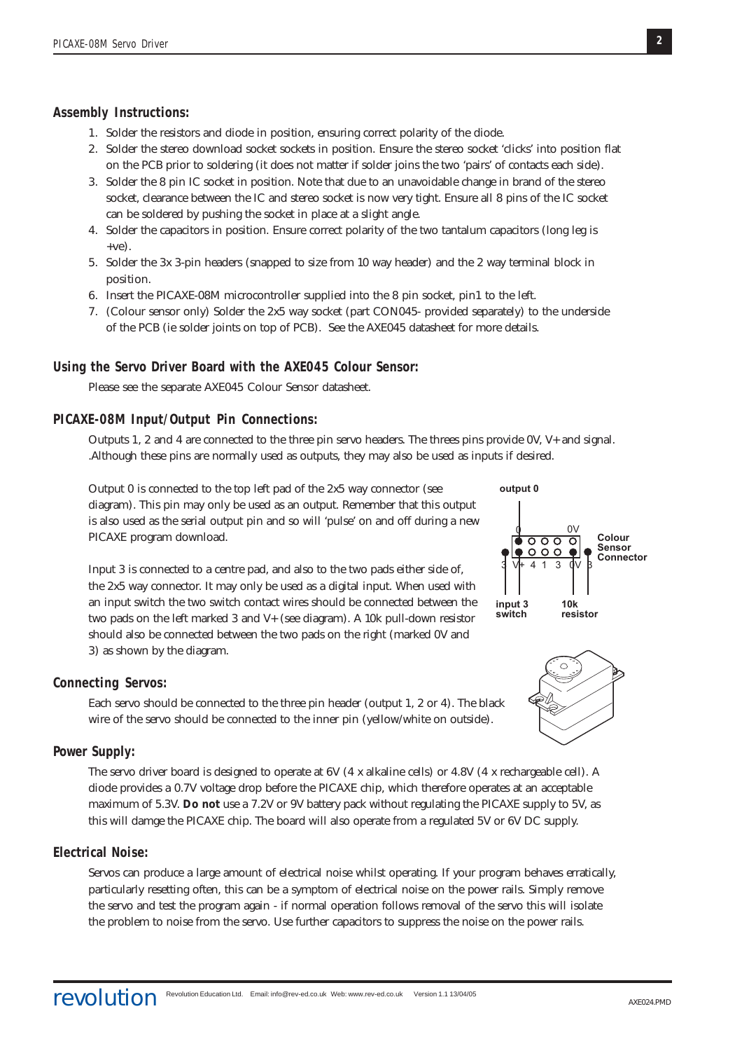## Assembly Instructions:

1. Solder the resistors and diode in position, ensuring correct polarity of the diode.
2. Solder the stereo download socket sockets in position. Ensure the stereo socket 'clicks' into position flat on the PCB prior to soldering (it does not matter if solder joins the two 'pairs' of contacts each side).
3. Solder the 8 pin IC socket in position. Note that due to an unavoidable change in brand of the stereo socket, clearance between the IC and stereo socket is now very tight. Ensure all 8 pins of the IC socket can be soldered by pushing the socket in place at a slight angle.
4. Solder the capacitors in position. Ensure correct polarity of the two tantalum capacitors (long leg is +ve).
5. Solder the 3x 3-pin headers (snapped to size from 10 way header) and the 2 way terminal block in position.
6. Insert the PICAXE-08M microcontroller supplied into the 8 pin socket, pin1 to the left.
7. (Colour sensor only) Solder the 2x5 way socket (part CON045- provided separately) to the underside of the PCB (ie solder joints on top of PCB). See the AXE045 datasheet for more details.

## Using the Servo Driver Board with the AXE045 Colour Sensor:

Please see the separate AXE045 Colour Sensor datasheet.

## PICAXE-08M Input/Output Pin Connections:

Outputs 1, 2 and 4 are connected to the three pin servo headers. The threes pins provide 0V, V+ and signal. .Although these pins are normally used as outputs, they may also be used as inputs if desired.

Output 0 is connected to the top left pad of the 2x5 way connector (see diagram). This pin may only be used as an output. Remember that this output is also used as the serial output pin and so will 'pulse' on and off during a new PICAXE program download.

Input 3 is connected to a centre pad, and also to the two pads either side of, the 2x5 way connector. It may only be used as a digital input. When used with an input switch the two switch contact wires should be connected between the two pads on the left marked 3 and V+ (see diagram). A 10k pull-down resistor should also be connected between the two pads on the right (marked 0V and 3) as shown by the diagram.

output 0

0 0V

Colour Sensor Connector

3 V+ 4 1 3 0V 3

input 3 switch

10k resistor

## Connecting Servos:

Each servo should be connected to the three pin header (output 1, 2 or 4). The black wire of the servo should be connected to the inner pin (yellow/white on outside).

## Power Supply:

The servo driver board is designed to operate at 6V (4 x alkaline cells) or 4.8V (4 x rechargeable cell). A diode provides a 0.7V voltage drop before the PICAXE chip, which therefore operates at an acceptable maximum of 5.3V. **Do not** use a 7.2V or 9V battery pack without regulating the PICAXE supply to 5V, as this will damge the PICAXE chip. The board will also operate from a regulated 5V or 6V DC supply.

## Electrical Noise:

Servos can produce a large amount of electrical noise whilst operating. If your program behaves erratically, particularly resetting often, this can be a symptom of electrical noise on the power rails. Simply remove the servo and test the program again - if normal operation follows removal of the servo this will isolate the problem to noise from the servo. Use further capacitors to suppress the noise on the power rails.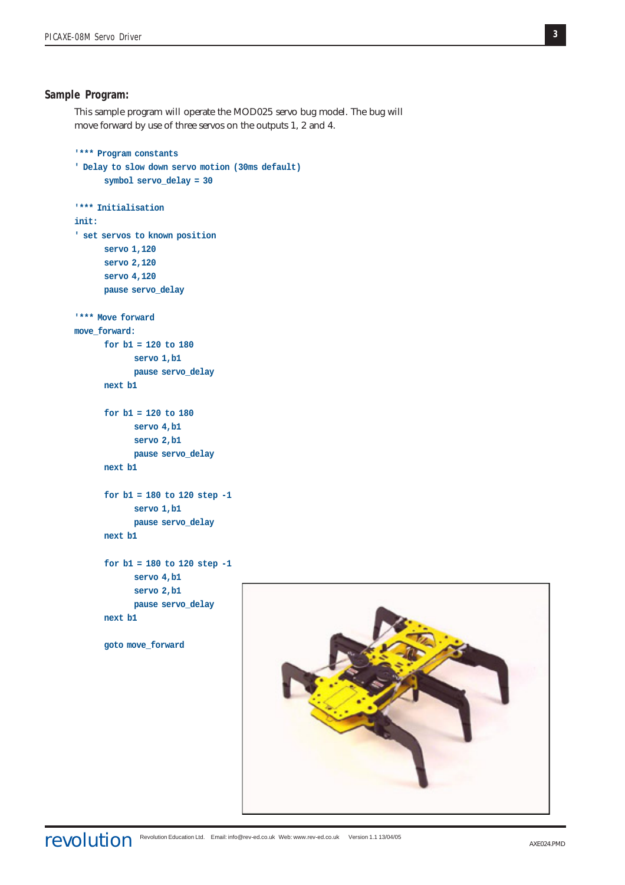## Sample Program:

This sample program will operate the MOD025 servo bug model. The bug will move forward by use of three servos on the outputs 1, 2 and 4.

```
'*** Program constants
' Delay to slow down servo motion (30ms default)
      symbol servo_delay = 30

'*** Initialisation
init:
' set servos to known position
      servo 1,120
      servo 2,120
      servo 4,120
      pause servo_delay

'*** Move forward
move_forward:
      for b1 = 120 to 180
            servo 1,b1
            pause servo_delay
      next b1

      for b1 = 120 to 180
            servo 4,b1
            servo 2,b1
            pause servo_delay
      next b1

      for b1 = 180 to 120 step -1
            servo 1,b1
            pause servo_delay
      next b1

      for b1 = 180 to 120 step -1
            servo 4,b1
            servo 2,b1
            pause servo_delay
      next b1

      goto move_forward
```